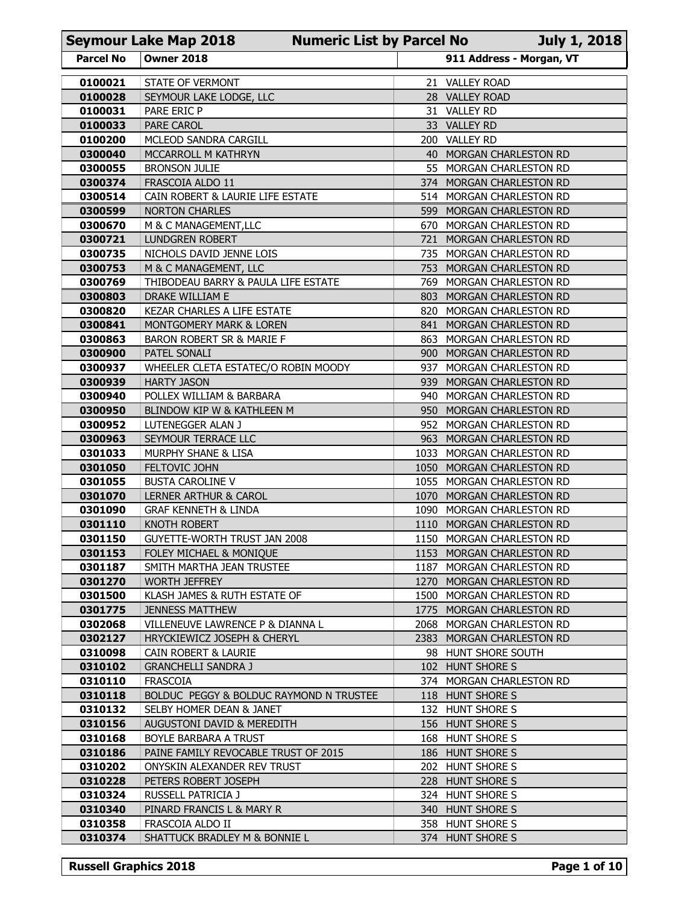# Seymour Lake Map 2018 — Numeric List by Parcel No — July 1, 2018

| Parcel No | Owner 2018 | 911 Address - Morgan, VT |
|---|---|---|
| 0100021 | STATE OF VERMONT | 21 VALLEY ROAD |
| 0100028 | SEYMOUR LAKE LODGE, LLC | 28 VALLEY ROAD |
| 0100031 | PARE ERIC P | 31 VALLEY RD |
| 0100033 | PARE CAROL | 33 VALLEY RD |
| 0100200 | MCLEOD SANDRA CARGILL | 200 VALLEY RD |
| 0300040 | MCCARROLL M KATHRYN | 40 MORGAN CHARLESTON RD |
| 0300055 | BRONSON JULIE | 55 MORGAN CHARLESTON RD |
| 0300374 | FRASCOIA ALDO 11 | 374 MORGAN CHARLESTON RD |
| 0300514 | CAIN ROBERT & LAURIE LIFE ESTATE | 514 MORGAN CHARLESTON RD |
| 0300599 | NORTON CHARLES | 599 MORGAN CHARLESTON RD |
| 0300670 | M & C MANAGEMENT,LLC | 670 MORGAN CHARLESTON RD |
| 0300721 | LUNDGREN ROBERT | 721 MORGAN CHARLESTON RD |
| 0300735 | NICHOLS DAVID JENNE LOIS | 735 MORGAN CHARLESTON RD |
| 0300753 | M & C MANAGEMENT, LLC | 753 MORGAN CHARLESTON RD |
| 0300769 | THIBODEAU BARRY & PAULA LIFE ESTATE | 769 MORGAN CHARLESTON RD |
| 0300803 | DRAKE WILLIAM E | 803 MORGAN CHARLESTON RD |
| 0300820 | KEZAR CHARLES A LIFE ESTATE | 820 MORGAN CHARLESTON RD |
| 0300841 | MONTGOMERY MARK & LOREN | 841 MORGAN CHARLESTON RD |
| 0300863 | BARON ROBERT SR & MARIE F | 863 MORGAN CHARLESTON RD |
| 0300900 | PATEL SONALI | 900 MORGAN CHARLESTON RD |
| 0300937 | WHEELER CLETA ESTATEC/O ROBIN MOODY | 937 MORGAN CHARLESTON RD |
| 0300939 | HARTY JASON | 939 MORGAN CHARLESTON RD |
| 0300940 | POLLEX WILLIAM & BARBARA | 940 MORGAN CHARLESTON RD |
| 0300950 | BLINDOW KIP W & KATHLEEN M | 950 MORGAN CHARLESTON RD |
| 0300952 | LUTENEGGER ALAN J | 952 MORGAN CHARLESTON RD |
| 0300963 | SEYMOUR TERRACE LLC | 963 MORGAN CHARLESTON RD |
| 0301033 | MURPHY SHANE & LISA | 1033 MORGAN CHARLESTON RD |
| 0301050 | FELTOVIC JOHN | 1050 MORGAN CHARLESTON RD |
| 0301055 | BUSTA CAROLINE V | 1055 MORGAN CHARLESTON RD |
| 0301070 | LERNER ARTHUR & CAROL | 1070 MORGAN CHARLESTON RD |
| 0301090 | GRAF KENNETH & LINDA | 1090 MORGAN CHARLESTON RD |
| 0301110 | KNOTH ROBERT | 1110 MORGAN CHARLESTON RD |
| 0301150 | GUYETTE-WORTH TRUST JAN 2008 | 1150 MORGAN CHARLESTON RD |
| 0301153 | FOLEY MICHAEL & MONIQUE | 1153 MORGAN CHARLESTON RD |
| 0301187 | SMITH MARTHA JEAN TRUSTEE | 1187 MORGAN CHARLESTON RD |
| 0301270 | WORTH JEFFREY | 1270 MORGAN CHARLESTON RD |
| 0301500 | KLASH JAMES & RUTH ESTATE OF | 1500 MORGAN CHARLESTON RD |
| 0301775 | JENNESS MATTHEW | 1775 MORGAN CHARLESTON RD |
| 0302068 | VILLENEUVE LAWRENCE P & DIANNA L | 2068 MORGAN CHARLESTON RD |
| 0302127 | HRYCKIEWICZ JOSEPH & CHERYL | 2383 MORGAN CHARLESTON RD |
| 0310098 | CAIN ROBERT & LAURIE | 98 HUNT SHORE SOUTH |
| 0310102 | GRANCHELLI SANDRA J | 102 HUNT SHORE S |
| 0310110 | FRASCOIA | 374 MORGAN CHARLESTON RD |
| 0310118 | BOLDUC PEGGY & BOLDUC RAYMOND N TRUSTEE | 118 HUNT SHORE S |
| 0310132 | SELBY HOMER DEAN & JANET | 132 HUNT SHORE S |
| 0310156 | AUGUSTONI DAVID & MEREDITH | 156 HUNT SHORE S |
| 0310168 | BOYLE BARBARA A TRUST | 168 HUNT SHORE S |
| 0310186 | PAINE FAMILY REVOCABLE TRUST OF 2015 | 186 HUNT SHORE S |
| 0310202 | ONYSKIN ALEXANDER REV TRUST | 202 HUNT SHORE S |
| 0310228 | PETERS ROBERT JOSEPH | 228 HUNT SHORE S |
| 0310324 | RUSSELL PATRICIA J | 324 HUNT SHORE S |
| 0310340 | PINARD FRANCIS L & MARY R | 340 HUNT SHORE S |
| 0310358 | FRASCOIA ALDO II | 358 HUNT SHORE S |
| 0310374 | SHATTUCK BRADLEY M & BONNIE L | 374 HUNT SHORE S |

**Russell Graphics 2018**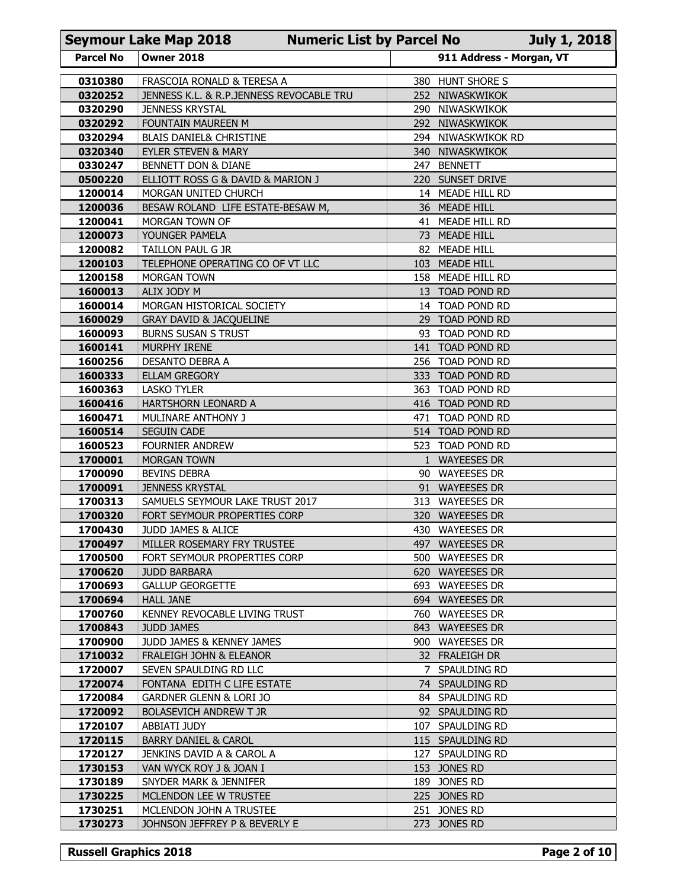# Seymour Lake Map 2018 — Numeric List by Parcel No — July 1, 2018

| Parcel No | Owner 2018 | 911 Address - Morgan, VT |
|---|---|---|
| 0310380 | FRASCOIA RONALD & TERESA A | 380 HUNT SHORE S |
| 0320252 | JENNESS K.L. & R.P.JENNESS REVOCABLE TRU | 252 NIWASKWIKOK |
| 0320290 | JENNESS KRYSTAL | 290 NIWASKWIKOK |
| 0320292 | FOUNTAIN MAUREEN M | 292 NIWASKWIKOK |
| 0320294 | BLAIS DANIEL& CHRISTINE | 294 NIWASKWIKOK RD |
| 0320340 | EYLER STEVEN & MARY | 340 NIWASKWIKOK |
| 0330247 | BENNETT DON & DIANE | 247 BENNETT |
| 0500220 | ELLIOTT ROSS G & DAVID & MARION J | 220 SUNSET DRIVE |
| 1200014 | MORGAN UNITED CHURCH | 14 MEADE HILL RD |
| 1200036 | BESAW ROLAND LIFE ESTATE-BESAW M, | 36 MEADE HILL |
| 1200041 | MORGAN TOWN OF | 41 MEADE HILL RD |
| 1200073 | YOUNGER PAMELA | 73 MEADE HILL |
| 1200082 | TAILLON PAUL G JR | 82 MEADE HILL |
| 1200103 | TELEPHONE OPERATING CO OF VT LLC | 103 MEADE HILL |
| 1200158 | MORGAN TOWN | 158 MEADE HILL RD |
| 1600013 | ALIX JODY M | 13 TOAD POND RD |
| 1600014 | MORGAN HISTORICAL SOCIETY | 14 TOAD POND RD |
| 1600029 | GRAY DAVID & JACQUELINE | 29 TOAD POND RD |
| 1600093 | BURNS SUSAN S TRUST | 93 TOAD POND RD |
| 1600141 | MURPHY IRENE | 141 TOAD POND RD |
| 1600256 | DESANTO DEBRA A | 256 TOAD POND RD |
| 1600333 | ELLAM GREGORY | 333 TOAD POND RD |
| 1600363 | LASKO TYLER | 363 TOAD POND RD |
| 1600416 | HARTSHORN LEONARD A | 416 TOAD POND RD |
| 1600471 | MULINARE ANTHONY J | 471 TOAD POND RD |
| 1600514 | SEGUIN CADE | 514 TOAD POND RD |
| 1600523 | FOURNIER ANDREW | 523 TOAD POND RD |
| 1700001 | MORGAN TOWN | 1 WAYEESES DR |
| 1700090 | BEVINS DEBRA | 90 WAYEESES DR |
| 1700091 | JENNESS KRYSTAL | 91 WAYEESES DR |
| 1700313 | SAMUELS SEYMOUR LAKE TRUST 2017 | 313 WAYEESES DR |
| 1700320 | FORT SEYMOUR PROPERTIES CORP | 320 WAYEESES DR |
| 1700430 | JUDD JAMES & ALICE | 430 WAYEESES DR |
| 1700497 | MILLER ROSEMARY FRY TRUSTEE | 497 WAYEESES DR |
| 1700500 | FORT SEYMOUR PROPERTIES CORP | 500 WAYEESES DR |
| 1700620 | JUDD BARBARA | 620 WAYEESES DR |
| 1700693 | GALLUP GEORGETTE | 693 WAYEESES DR |
| 1700694 | HALL JANE | 694 WAYEESES DR |
| 1700760 | KENNEY REVOCABLE LIVING TRUST | 760 WAYEESES DR |
| 1700843 | JUDD JAMES | 843 WAYEESES DR |
| 1700900 | JUDD JAMES & KENNEY JAMES | 900 WAYEESES DR |
| 1710032 | FRALEIGH JOHN & ELEANOR | 32 FRALEIGH DR |
| 1720007 | SEVEN SPAULDING RD LLC | 7 SPAULDING RD |
| 1720074 | FONTANA EDITH C LIFE ESTATE | 74 SPAULDING RD |
| 1720084 | GARDNER GLENN & LORI JO | 84 SPAULDING RD |
| 1720092 | BOLASEVICH ANDREW T JR | 92 SPAULDING RD |
| 1720107 | ABBIATI JUDY | 107 SPAULDING RD |
| 1720115 | BARRY DANIEL & CAROL | 115 SPAULDING RD |
| 1720127 | JENKINS DAVID A & CAROL A | 127 SPAULDING RD |
| 1730153 | VAN WYCK ROY J & JOAN I | 153 JONES RD |
| 1730189 | SNYDER MARK & JENNIFER | 189 JONES RD |
| 1730225 | MCLENDON LEE W TRUSTEE | 225 JONES RD |
| 1730251 | MCLENDON JOHN A TRUSTEE | 251 JONES RD |
| 1730273 | JOHNSON JEFFREY P & BEVERLY E | 273 JONES RD |

**Russell Graphics 2018**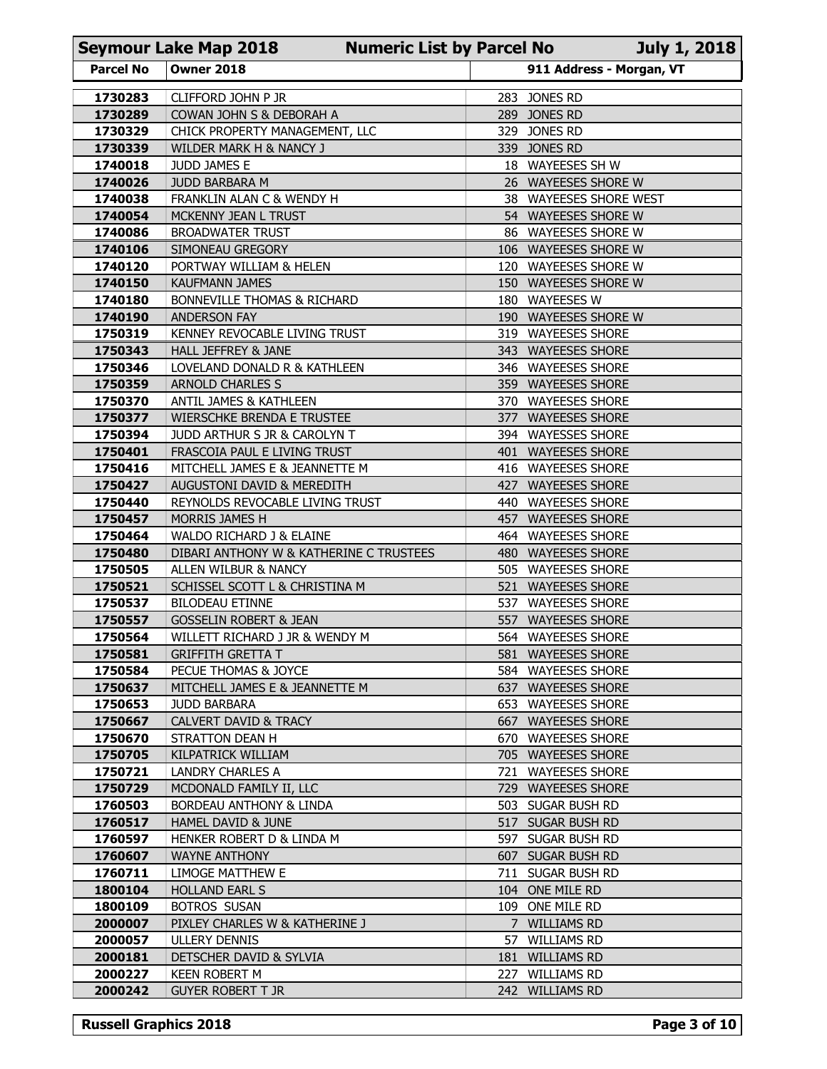| Parcel No | Owner 2018 | 911 Address - Morgan, VT |
|---|---|---|
| 1730283 | CLIFFORD JOHN P JR | 283 JONES RD |
| 1730289 | COWAN JOHN S & DEBORAH A | 289 JONES RD |
| 1730329 | CHICK PROPERTY MANAGEMENT, LLC | 329 JONES RD |
| 1730339 | WILDER MARK H & NANCY J | 339 JONES RD |
| 1740018 | JUDD JAMES E | 18 WAYEESES SH W |
| 1740026 | JUDD BARBARA M | 26 WAYEESES SHORE W |
| 1740038 | FRANKLIN ALAN C & WENDY H | 38 WAYEESES SHORE WEST |
| 1740054 | MCKENNY JEAN L TRUST | 54 WAYEESES SHORE W |
| 1740086 | BROADWATER TRUST | 86 WAYEESES SHORE W |
| 1740106 | SIMONEAU GREGORY | 106 WAYEESES SHORE W |
| 1740120 | PORTWAY WILLIAM & HELEN | 120 WAYEESES SHORE W |
| 1740150 | KAUFMANN JAMES | 150 WAYEESES SHORE W |
| 1740180 | BONNEVILLE THOMAS & RICHARD | 180 WAYEESES W |
| 1740190 | ANDERSON FAY | 190 WAYEESES SHORE W |
| 1750319 | KENNEY REVOCABLE LIVING TRUST | 319 WAYEESES SHORE |
| 1750343 | HALL JEFFREY & JANE | 343 WAYEESES SHORE |
| 1750346 | LOVELAND DONALD R & KATHLEEN | 346 WAYEESES SHORE |
| 1750359 | ARNOLD CHARLES S | 359 WAYEESES SHORE |
| 1750370 | ANTIL JAMES & KATHLEEN | 370 WAYEESES SHORE |
| 1750377 | WIERSCHKE BRENDA E TRUSTEE | 377 WAYEESES SHORE |
| 1750394 | JUDD ARTHUR S JR & CAROLYN T | 394 WAYESSES SHORE |
| 1750401 | FRASCOIA PAUL E LIVING TRUST | 401 WAYEESES SHORE |
| 1750416 | MITCHELL JAMES E & JEANNETTE M | 416 WAYEESES SHORE |
| 1750427 | AUGUSTONI DAVID & MEREDITH | 427 WAYEESES SHORE |
| 1750440 | REYNOLDS REVOCABLE LIVING TRUST | 440 WAYEESES SHORE |
| 1750457 | MORRIS JAMES H | 457 WAYEESES SHORE |
| 1750464 | WALDO RICHARD J & ELAINE | 464 WAYEESES SHORE |
| 1750480 | DIBARI ANTHONY W & KATHERINE C TRUSTEES | 480 WAYEESES SHORE |
| 1750505 | ALLEN WILBUR & NANCY | 505 WAYEESES SHORE |
| 1750521 | SCHISSEL SCOTT L & CHRISTINA M | 521 WAYEESES SHORE |
| 1750537 | BILODEAU ETINNE | 537 WAYEESES SHORE |
| 1750557 | GOSSELIN ROBERT & JEAN | 557 WAYEESES SHORE |
| 1750564 | WILLETT RICHARD J JR & WENDY M | 564 WAYEESES SHORE |
| 1750581 | GRIFFITH GRETTA T | 581 WAYEESES SHORE |
| 1750584 | PECUE THOMAS & JOYCE | 584 WAYEESES SHORE |
| 1750637 | MITCHELL JAMES E & JEANNETTE M | 637 WAYEESES SHORE |
| 1750653 | JUDD BARBARA | 653 WAYEESES SHORE |
| 1750667 | CALVERT DAVID & TRACY | 667 WAYEESES SHORE |
| 1750670 | STRATTON DEAN H | 670 WAYEESES SHORE |
| 1750705 | KILPATRICK WILLIAM | 705 WAYEESES SHORE |
| 1750721 | LANDRY CHARLES A | 721 WAYEESES SHORE |
| 1750729 | MCDONALD FAMILY II, LLC | 729 WAYEESES SHORE |
| 1760503 | BORDEAU ANTHONY & LINDA | 503 SUGAR BUSH RD |
| 1760517 | HAMEL DAVID & JUNE | 517 SUGAR BUSH RD |
| 1760597 | HENKER ROBERT D & LINDA M | 597 SUGAR BUSH RD |
| 1760607 | WAYNE ANTHONY | 607 SUGAR BUSH RD |
| 1760711 | LIMOGE MATTHEW E | 711 SUGAR BUSH RD |
| 1800104 | HOLLAND EARL S | 104 ONE MILE RD |
| 1800109 | BOTROS SUSAN | 109 ONE MILE RD |
| 2000007 | PIXLEY CHARLES W & KATHERINE J | 7 WILLIAMS RD |
| 2000057 | ULLERY DENNIS | 57 WILLIAMS RD |
| 2000181 | DETSCHER DAVID & SYLVIA | 181 WILLIAMS RD |
| 2000227 | KEEN ROBERT M | 227 WILLIAMS RD |
| 2000242 | GUYER ROBERT T JR | 242 WILLIAMS RD |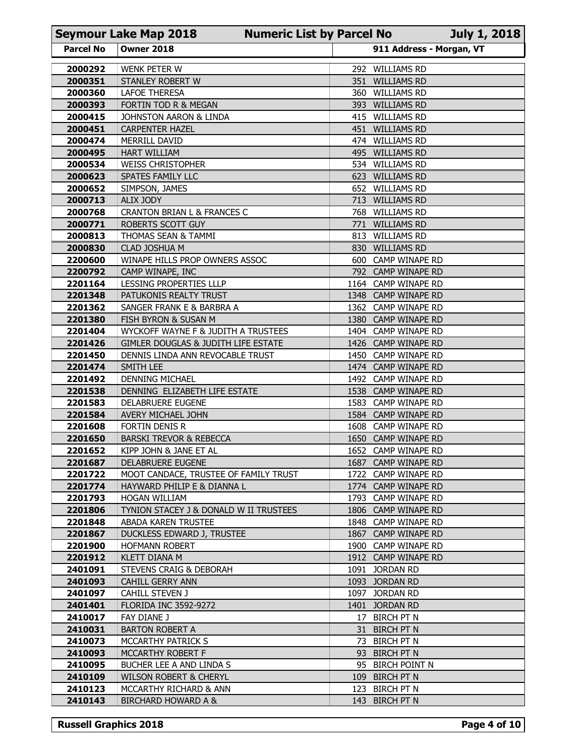| Seymour Lake Map 2018 | Numeric List by Parcel No | July 1, 2018 |
|---|---|---|
| **Parcel No** | **Owner 2018** | **911 Address - Morgan, VT** |
| 2000292 | WENK PETER W | 292 WILLIAMS RD |
| 2000351 | STANLEY ROBERT W | 351 WILLIAMS RD |
| 2000360 | LAFOE THERESA | 360 WILLIAMS RD |
| 2000393 | FORTIN TOD R & MEGAN | 393 WILLIAMS RD |
| 2000415 | JOHNSTON AARON & LINDA | 415 WILLIAMS RD |
| 2000451 | CARPENTER HAZEL | 451 WILLIAMS RD |
| 2000474 | MERRILL DAVID | 474 WILLIAMS RD |
| 2000495 | HART WILLIAM | 495 WILLIAMS RD |
| 2000534 | WEISS CHRISTOPHER | 534 WILLIAMS RD |
| 2000623 | SPATES FAMILY LLC | 623 WILLIAMS RD |
| 2000652 | SIMPSON, JAMES | 652 WILLIAMS RD |
| 2000713 | ALIX JODY | 713 WILLIAMS RD |
| 2000768 | CRANTON BRIAN L & FRANCES C | 768 WILLIAMS RD |
| 2000771 | ROBERTS SCOTT GUY | 771 WILLIAMS RD |
| 2000813 | THOMAS SEAN & TAMMI | 813 WILLIAMS RD |
| 2000830 | CLAD JOSHUA M | 830 WILLIAMS RD |
| 2200600 | WINAPE HILLS PROP OWNERS ASSOC | 600 CAMP WINAPE RD |
| 2200792 | CAMP WINAPE, INC | 792 CAMP WINAPE RD |
| 2201164 | LESSING PROPERTIES LLLP | 1164 CAMP WINAPE RD |
| 2201348 | PATUKONIS REALTY TRUST | 1348 CAMP WINAPE RD |
| 2201362 | SANGER FRANK E & BARBRA A | 1362 CAMP WINAPE RD |
| 2201380 | FISH BYRON & SUSAN M | 1380 CAMP WINAPE RD |
| 2201404 | WYCKOFF WAYNE F & JUDITH A TRUSTEES | 1404 CAMP WINAPE RD |
| 2201426 | GIMLER DOUGLAS & JUDITH LIFE ESTATE | 1426 CAMP WINAPE RD |
| 2201450 | DENNIS LINDA ANN REVOCABLE TRUST | 1450 CAMP WINAPE RD |
| 2201474 | SMITH LEE | 1474 CAMP WINAPE RD |
| 2201492 | DENNING MICHAEL | 1492 CAMP WINAPE RD |
| 2201538 | DENNING ELIZABETH LIFE ESTATE | 1538 CAMP WINAPE RD |
| 2201583 | DELABRUERE EUGENE | 1583 CAMP WINAPE RD |
| 2201584 | AVERY MICHAEL JOHN | 1584 CAMP WINAPE RD |
| 2201608 | FORTIN DENIS R | 1608 CAMP WINAPE RD |
| 2201650 | BARSKI TREVOR & REBECCA | 1650 CAMP WINAPE RD |
| 2201652 | KIPP JOHN & JANE ET AL | 1652 CAMP WINAPE RD |
| 2201687 | DELABRUERE EUGENE | 1687 CAMP WINAPE RD |
| 2201722 | MOOT CANDACE, TRUSTEE OF FAMILY TRUST | 1722 CAMP WINAPE RD |
| 2201774 | HAYWARD PHILIP E & DIANNA L | 1774 CAMP WINAPE RD |
| 2201793 | HOGAN WILLIAM | 1793 CAMP WINAPE RD |
| 2201806 | TYNION STACEY J & DONALD W II TRUSTEES | 1806 CAMP WINAPE RD |
| 2201848 | ABADA KAREN TRUSTEE | 1848 CAMP WINAPE RD |
| 2201867 | DUCKLESS EDWARD J, TRUSTEE | 1867 CAMP WINAPE RD |
| 2201900 | HOFMANN ROBERT | 1900 CAMP WINAPE RD |
| 2201912 | KLETT DIANA M | 1912 CAMP WINAPE RD |
| 2401091 | STEVENS CRAIG & DEBORAH | 1091 JORDAN RD |
| 2401093 | CAHILL GERRY ANN | 1093 JORDAN RD |
| 2401097 | CAHILL STEVEN J | 1097 JORDAN RD |
| 2401401 | FLORIDA INC 3592-9272 | 1401 JORDAN RD |
| 2410017 | FAY DIANE J | 17 BIRCH PT N |
| 2410031 | BARTON ROBERT A | 31 BIRCH PT N |
| 2410073 | MCCARTHY PATRICK S | 73 BIRCH PT N |
| 2410093 | MCCARTHY ROBERT F | 93 BIRCH PT N |
| 2410095 | BUCHER LEE A AND LINDA S | 95 BIRCH POINT N |
| 2410109 | WILSON ROBERT & CHERYL | 109 BIRCH PT N |
| 2410123 | MCCARTHY RICHARD & ANN | 123 BIRCH PT N |
| 2410143 | BIRCHARD HOWARD A & | 143 BIRCH PT N |

**Russell Graphics 2018**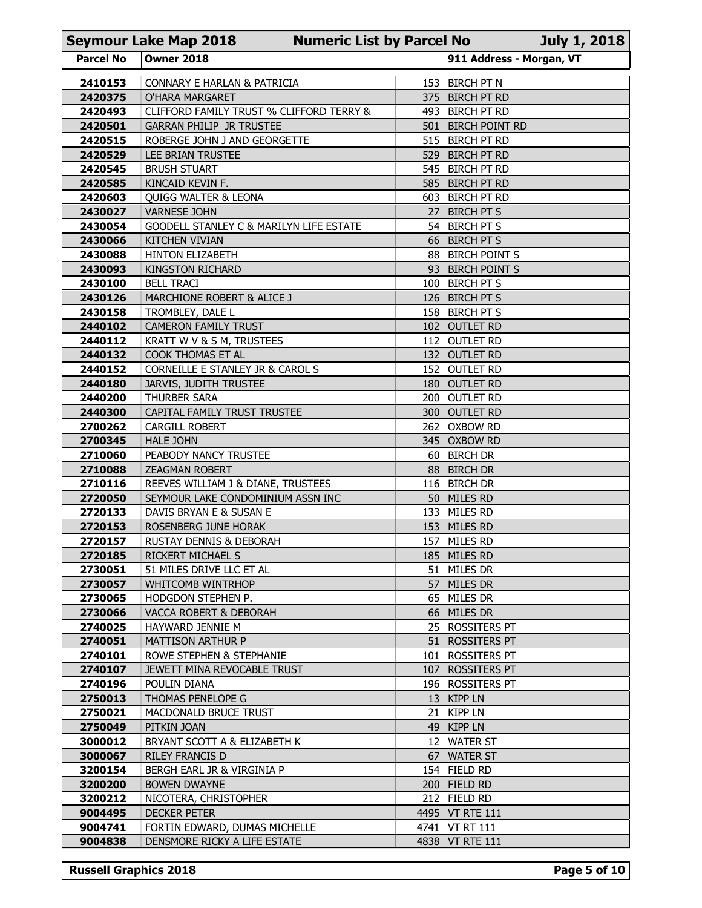**Seymour Lake Map 2018 — Numeric List by Parcel No — July 1, 2018**

| Parcel No | Owner 2018 | 911 Address - Morgan, VT |
|---|---|---|
| 2410153 | CONNARY E HARLAN & PATRICIA | 153 BIRCH PT N |
| 2420375 | O'HARA MARGARET | 375 BIRCH PT RD |
| 2420493 | CLIFFORD FAMILY TRUST % CLIFFORD TERRY & | 493 BIRCH PT RD |
| 2420501 | GARRAN PHILIP JR TRUSTEE | 501 BIRCH POINT RD |
| 2420515 | ROBERGE JOHN J AND GEORGETTE | 515 BIRCH PT RD |
| 2420529 | LEE BRIAN TRUSTEE | 529 BIRCH PT RD |
| 2420545 | BRUSH STUART | 545 BIRCH PT RD |
| 2420585 | KINCAID KEVIN F. | 585 BIRCH PT RD |
| 2420603 | QUIGG WALTER & LEONA | 603 BIRCH PT RD |
| 2430027 | VARNESE JOHN | 27 BIRCH PT S |
| 2430054 | GOODELL STANLEY C & MARILYN LIFE ESTATE | 54 BIRCH PT S |
| 2430066 | KITCHEN VIVIAN | 66 BIRCH PT S |
| 2430088 | HINTON ELIZABETH | 88 BIRCH POINT S |
| 2430093 | KINGSTON RICHARD | 93 BIRCH POINT S |
| 2430100 | BELL TRACI | 100 BIRCH PT S |
| 2430126 | MARCHIONE ROBERT & ALICE J | 126 BIRCH PT S |
| 2430158 | TROMBLEY, DALE L | 158 BIRCH PT S |
| 2440102 | CAMERON FAMILY TRUST | 102 OUTLET RD |
| 2440112 | KRATT W V & S M, TRUSTEES | 112 OUTLET RD |
| 2440132 | COOK THOMAS ET AL | 132 OUTLET RD |
| 2440152 | CORNEILLE E STANLEY JR & CAROL S | 152 OUTLET RD |
| 2440180 | JARVIS, JUDITH TRUSTEE | 180 OUTLET RD |
| 2440200 | THURBER SARA | 200 OUTLET RD |
| 2440300 | CAPITAL FAMILY TRUST TRUSTEE | 300 OUTLET RD |
| 2700262 | CARGILL ROBERT | 262 OXBOW RD |
| 2700345 | HALE JOHN | 345 OXBOW RD |
| 2710060 | PEABODY NANCY TRUSTEE | 60 BIRCH DR |
| 2710088 | ZEAGMAN ROBERT | 88 BIRCH DR |
| 2710116 | REEVES WILLIAM J & DIANE, TRUSTEES | 116 BIRCH DR |
| 2720050 | SEYMOUR LAKE CONDOMINIUM ASSN INC | 50 MILES RD |
| 2720133 | DAVIS BRYAN E & SUSAN E | 133 MILES RD |
| 2720153 | ROSENBERG JUNE HORAK | 153 MILES RD |
| 2720157 | RUSTAY DENNIS & DEBORAH | 157 MILES RD |
| 2720185 | RICKERT MICHAEL S | 185 MILES RD |
| 2730051 | 51 MILES DRIVE LLC ET AL | 51 MILES DR |
| 2730057 | WHITCOMB WINTRHOP | 57 MILES DR |
| 2730065 | HODGDON STEPHEN P. | 65 MILES DR |
| 2730066 | VACCA ROBERT & DEBORAH | 66 MILES DR |
| 2740025 | HAYWARD JENNIE M | 25 ROSSITERS PT |
| 2740051 | MATTISON ARTHUR P | 51 ROSSITERS PT |
| 2740101 | ROWE STEPHEN & STEPHANIE | 101 ROSSITERS PT |
| 2740107 | JEWETT MINA REVOCABLE TRUST | 107 ROSSITERS PT |
| 2740196 | POULIN DIANA | 196 ROSSITERS PT |
| 2750013 | THOMAS PENELOPE G | 13 KIPP LN |
| 2750021 | MACDONALD BRUCE TRUST | 21 KIPP LN |
| 2750049 | PITKIN JOAN | 49 KIPP LN |
| 3000012 | BRYANT SCOTT A & ELIZABETH K | 12 WATER ST |
| 3000067 | RILEY FRANCIS D | 67 WATER ST |
| 3200154 | BERGH EARL JR & VIRGINIA P | 154 FIELD RD |
| 3200200 | BOWEN DWAYNE | 200 FIELD RD |
| 3200212 | NICOTERA, CHRISTOPHER | 212 FIELD RD |
| 9004495 | DECKER PETER | 4495 VT RTE 111 |
| 9004741 | FORTIN EDWARD, DUMAS MICHELLE | 4741 VT RT 111 |
| 9004838 | DENSMORE RICKY A LIFE ESTATE | 4838 VT RTE 111 |

**Russell Graphics 2018**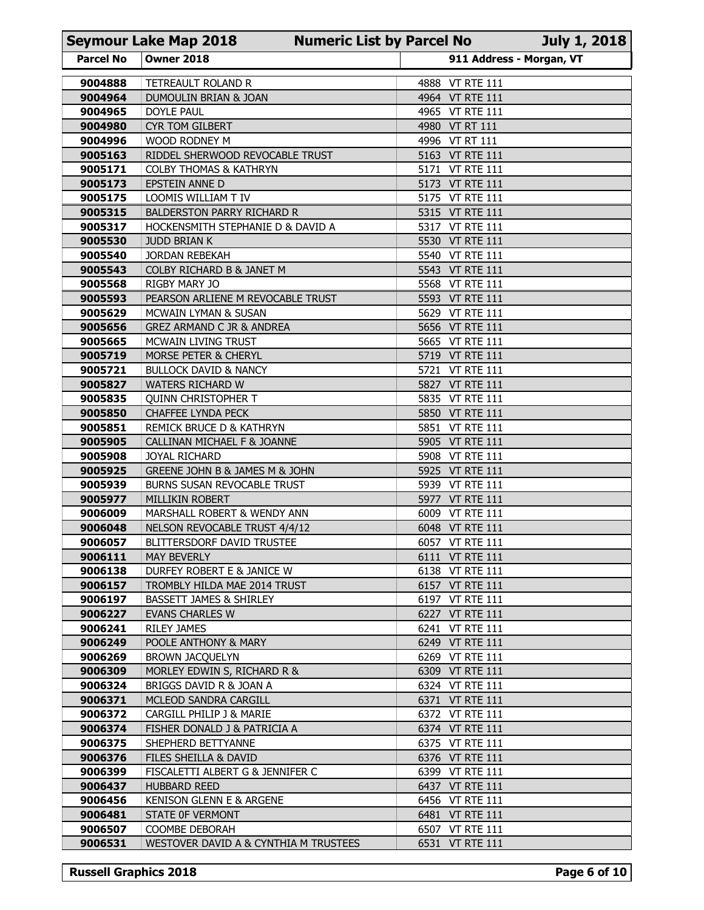| Parcel No | Owner 2018 | 911 Address - Morgan, VT |
|---|---|---|
| 9004888 | TETREAULT ROLAND R | 4888 VT RTE 111 |
| 9004964 | DUMOULIN BRIAN & JOAN | 4964 VT RTE 111 |
| 9004965 | DOYLE PAUL | 4965 VT RTE 111 |
| 9004980 | CYR TOM GILBERT | 4980 VT RT 111 |
| 9004996 | WOOD RODNEY M | 4996 VT RT 111 |
| 9005163 | RIDDEL SHERWOOD REVOCABLE TRUST | 5163 VT RTE 111 |
| 9005171 | COLBY THOMAS & KATHRYN | 5171 VT RTE 111 |
| 9005173 | EPSTEIN ANNE D | 5173 VT RTE 111 |
| 9005175 | LOOMIS WILLIAM T IV | 5175 VT RTE 111 |
| 9005315 | BALDERSTON PARRY RICHARD R | 5315 VT RTE 111 |
| 9005317 | HOCKENSMITH STEPHANIE D & DAVID A | 5317 VT RTE 111 |
| 9005530 | JUDD BRIAN K | 5530 VT RTE 111 |
| 9005540 | JORDAN REBEKAH | 5540 VT RTE 111 |
| 9005543 | COLBY RICHARD B & JANET M | 5543 VT RTE 111 |
| 9005568 | RIGBY MARY JO | 5568 VT RTE 111 |
| 9005593 | PEARSON ARLIENE M REVOCABLE TRUST | 5593 VT RTE 111 |
| 9005629 | MCWAIN LYMAN & SUSAN | 5629 VT RTE 111 |
| 9005656 | GREZ ARMAND C JR & ANDREA | 5656 VT RTE 111 |
| 9005665 | MCWAIN LIVING TRUST | 5665 VT RTE 111 |
| 9005719 | MORSE PETER & CHERYL | 5719 VT RTE 111 |
| 9005721 | BULLOCK DAVID & NANCY | 5721 VT RTE 111 |
| 9005827 | WATERS RICHARD W | 5827 VT RTE 111 |
| 9005835 | QUINN CHRISTOPHER T | 5835 VT RTE 111 |
| 9005850 | CHAFFEE LYNDA PECK | 5850 VT RTE 111 |
| 9005851 | REMICK BRUCE D & KATHRYN | 5851 VT RTE 111 |
| 9005905 | CALLINAN MICHAEL F & JOANNE | 5905 VT RTE 111 |
| 9005908 | JOYAL RICHARD | 5908 VT RTE 111 |
| 9005925 | GREENE JOHN B & JAMES M & JOHN | 5925 VT RTE 111 |
| 9005939 | BURNS SUSAN REVOCABLE TRUST | 5939 VT RTE 111 |
| 9005977 | MILLIKIN ROBERT | 5977 VT RTE 111 |
| 9006009 | MARSHALL ROBERT & WENDY ANN | 6009 VT RTE 111 |
| 9006048 | NELSON REVOCABLE TRUST 4/4/12 | 6048 VT RTE 111 |
| 9006057 | BLITTERSDORF DAVID TRUSTEE | 6057 VT RTE 111 |
| 9006111 | MAY BEVERLY | 6111 VT RTE 111 |
| 9006138 | DURFEY ROBERT E & JANICE W | 6138 VT RTE 111 |
| 9006157 | TROMBLY HILDA MAE 2014 TRUST | 6157 VT RTE 111 |
| 9006197 | BASSETT JAMES & SHIRLEY | 6197 VT RTE 111 |
| 9006227 | EVANS CHARLES W | 6227 VT RTE 111 |
| 9006241 | RILEY JAMES | 6241 VT RTE 111 |
| 9006249 | POOLE ANTHONY & MARY | 6249 VT RTE 111 |
| 9006269 | BROWN JACQUELYN | 6269 VT RTE 111 |
| 9006309 | MORLEY EDWIN S, RICHARD R & | 6309 VT RTE 111 |
| 9006324 | BRIGGS DAVID R & JOAN A | 6324 VT RTE 111 |
| 9006371 | MCLEOD SANDRA CARGILL | 6371 VT RTE 111 |
| 9006372 | CARGILL PHILIP J & MARIE | 6372 VT RTE 111 |
| 9006374 | FISHER DONALD J & PATRICIA A | 6374 VT RTE 111 |
| 9006375 | SHEPHERD BETTYANNE | 6375 VT RTE 111 |
| 9006376 | FILES SHEILLA & DAVID | 6376 VT RTE 111 |
| 9006399 | FISCALETTI ALBERT G & JENNIFER C | 6399 VT RTE 111 |
| 9006437 | HUBBARD REED | 6437 VT RTE 111 |
| 9006456 | KENISON GLENN E & ARGENE | 6456 VT RTE 111 |
| 9006481 | STATE 0F VERMONT | 6481 VT RTE 111 |
| 9006507 | COOMBE DEBORAH | 6507 VT RTE 111 |
| 9006531 | WESTOVER DAVID A & CYNTHIA M TRUSTEES | 6531 VT RTE 111 |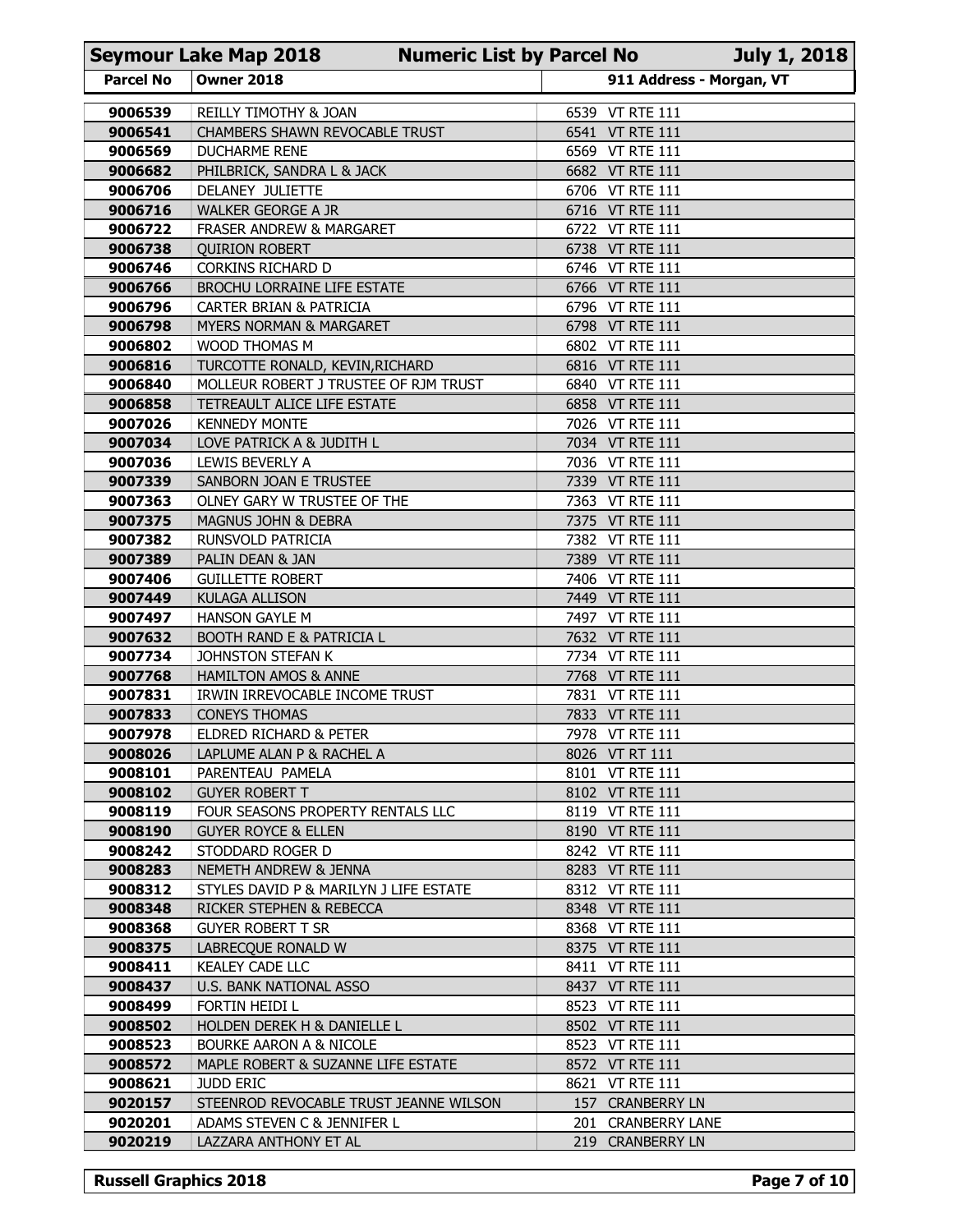| Seymour Lake Map 2018 | Numeric List by Parcel No | July 1, 2018 |
|---|---|---|
| **Parcel No** | **Owner 2018** | **911 Address - Morgan, VT** |
| 9006539 | REILLY TIMOTHY & JOAN | 6539 VT RTE 111 |
| 9006541 | CHAMBERS SHAWN REVOCABLE TRUST | 6541 VT RTE 111 |
| 9006569 | DUCHARME RENE | 6569 VT RTE 111 |
| 9006682 | PHILBRICK, SANDRA L & JACK | 6682 VT RTE 111 |
| 9006706 | DELANEY JULIETTE | 6706 VT RTE 111 |
| 9006716 | WALKER GEORGE A JR | 6716 VT RTE 111 |
| 9006722 | FRASER ANDREW & MARGARET | 6722 VT RTE 111 |
| 9006738 | QUIRION ROBERT | 6738 VT RTE 111 |
| 9006746 | CORKINS RICHARD D | 6746 VT RTE 111 |
| 9006766 | BROCHU LORRAINE LIFE ESTATE | 6766 VT RTE 111 |
| 9006796 | CARTER BRIAN & PATRICIA | 6796 VT RTE 111 |
| 9006798 | MYERS NORMAN & MARGARET | 6798 VT RTE 111 |
| 9006802 | WOOD THOMAS M | 6802 VT RTE 111 |
| 9006816 | TURCOTTE RONALD, KEVIN,RICHARD | 6816 VT RTE 111 |
| 9006840 | MOLLEUR ROBERT J TRUSTEE OF RJM TRUST | 6840 VT RTE 111 |
| 9006858 | TETREAULT ALICE LIFE ESTATE | 6858 VT RTE 111 |
| 9007026 | KENNEDY MONTE | 7026 VT RTE 111 |
| 9007034 | LOVE PATRICK A & JUDITH L | 7034 VT RTE 111 |
| 9007036 | LEWIS BEVERLY A | 7036 VT RTE 111 |
| 9007339 | SANBORN JOAN E TRUSTEE | 7339 VT RTE 111 |
| 9007363 | OLNEY GARY W TRUSTEE OF THE | 7363 VT RTE 111 |
| 9007375 | MAGNUS JOHN & DEBRA | 7375 VT RTE 111 |
| 9007382 | RUNSVOLD PATRICIA | 7382 VT RTE 111 |
| 9007389 | PALIN DEAN & JAN | 7389 VT RTE 111 |
| 9007406 | GUILLETTE ROBERT | 7406 VT RTE 111 |
| 9007449 | KULAGA ALLISON | 7449 VT RTE 111 |
| 9007497 | HANSON GAYLE M | 7497 VT RTE 111 |
| 9007632 | BOOTH RAND E & PATRICIA L | 7632 VT RTE 111 |
| 9007734 | JOHNSTON STEFAN K | 7734 VT RTE 111 |
| 9007768 | HAMILTON AMOS & ANNE | 7768 VT RTE 111 |
| 9007831 | IRWIN IRREVOCABLE INCOME TRUST | 7831 VT RTE 111 |
| 9007833 | CONEYS THOMAS | 7833 VT RTE 111 |
| 9007978 | ELDRED RICHARD & PETER | 7978 VT RTE 111 |
| 9008026 | LAPLUME ALAN P & RACHEL A | 8026 VT RT 111 |
| 9008101 | PARENTEAU PAMELA | 8101 VT RTE 111 |
| 9008102 | GUYER ROBERT T | 8102 VT RTE 111 |
| 9008119 | FOUR SEASONS PROPERTY RENTALS LLC | 8119 VT RTE 111 |
| 9008190 | GUYER ROYCE & ELLEN | 8190 VT RTE 111 |
| 9008242 | STODDARD ROGER D | 8242 VT RTE 111 |
| 9008283 | NEMETH ANDREW & JENNA | 8283 VT RTE 111 |
| 9008312 | STYLES DAVID P & MARILYN J LIFE ESTATE | 8312 VT RTE 111 |
| 9008348 | RICKER STEPHEN & REBECCA | 8348 VT RTE 111 |
| 9008368 | GUYER ROBERT T SR | 8368 VT RTE 111 |
| 9008375 | LABRECQUE RONALD W | 8375 VT RTE 111 |
| 9008411 | KEALEY CADE LLC | 8411 VT RTE 111 |
| 9008437 | U.S. BANK NATIONAL ASSO | 8437 VT RTE 111 |
| 9008499 | FORTIN HEIDI L | 8523 VT RTE 111 |
| 9008502 | HOLDEN DEREK H & DANIELLE L | 8502 VT RTE 111 |
| 9008523 | BOURKE AARON A & NICOLE | 8523 VT RTE 111 |
| 9008572 | MAPLE ROBERT & SUZANNE LIFE ESTATE | 8572 VT RTE 111 |
| 9008621 | JUDD ERIC | 8621 VT RTE 111 |
| 9020157 | STEENROD REVOCABLE TRUST JEANNE WILSON | 157 CRANBERRY LN |
| 9020201 | ADAMS STEVEN C & JENNIFER L | 201 CRANBERRY LANE |
| 9020219 | LAZZARA ANTHONY ET AL | 219 CRANBERRY LN |

**Russell Graphics 2018**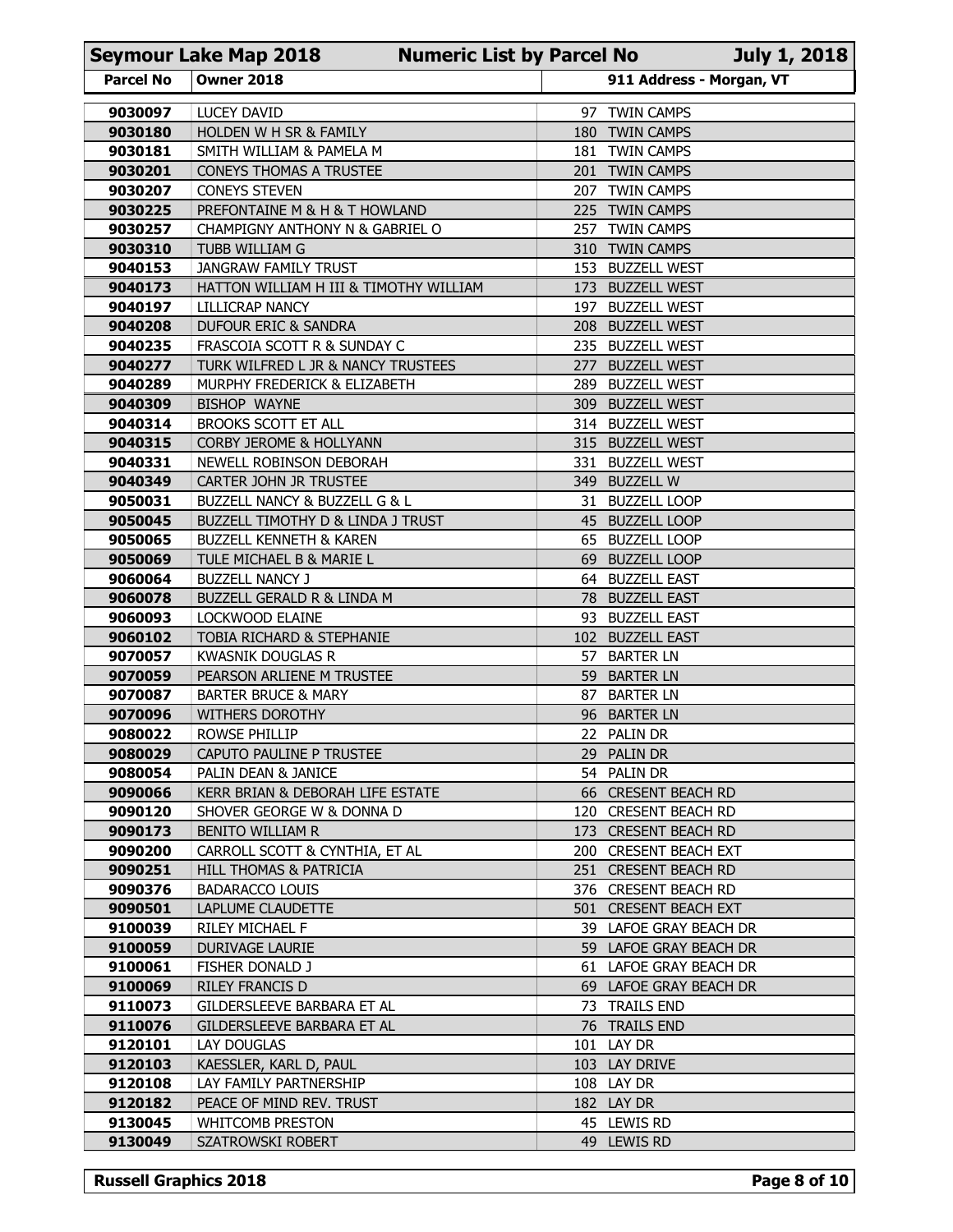| Seymour Lake Map 2018 | Numeric List by Parcel No | July 1, 2018 |
|---|---|---|
| **Parcel No** | **Owner 2018** | **911 Address - Morgan, VT** |
| **9030097** | LUCEY DAVID | 97 TWIN CAMPS |
| **9030180** | HOLDEN W H SR & FAMILY | 180 TWIN CAMPS |
| **9030181** | SMITH WILLIAM & PAMELA M | 181 TWIN CAMPS |
| **9030201** | CONEYS THOMAS A TRUSTEE | 201 TWIN CAMPS |
| **9030207** | CONEYS STEVEN | 207 TWIN CAMPS |
| **9030225** | PREFONTAINE M & H & T HOWLAND | 225 TWIN CAMPS |
| **9030257** | CHAMPIGNY ANTHONY N & GABRIEL O | 257 TWIN CAMPS |
| **9030310** | TUBB WILLIAM G | 310 TWIN CAMPS |
| **9040153** | JANGRAW FAMILY TRUST | 153 BUZZELL WEST |
| **9040173** | HATTON WILLIAM H III & TIMOTHY WILLIAM | 173 BUZZELL WEST |
| **9040197** | LILLICRAP NANCY | 197 BUZZELL WEST |
| **9040208** | DUFOUR ERIC & SANDRA | 208 BUZZELL WEST |
| **9040235** | FRASCOIA SCOTT R & SUNDAY C | 235 BUZZELL WEST |
| **9040277** | TURK WILFRED L JR & NANCY TRUSTEES | 277 BUZZELL WEST |
| **9040289** | MURPHY FREDERICK & ELIZABETH | 289 BUZZELL WEST |
| **9040309** | BISHOP WAYNE | 309 BUZZELL WEST |
| **9040314** | BROOKS SCOTT ET ALL | 314 BUZZELL WEST |
| **9040315** | CORBY JEROME & HOLLYANN | 315 BUZZELL WEST |
| **9040331** | NEWELL ROBINSON DEBORAH | 331 BUZZELL WEST |
| **9040349** | CARTER JOHN JR TRUSTEE | 349 BUZZELL W |
| **9050031** | BUZZELL NANCY & BUZZELL G & L | 31 BUZZELL LOOP |
| **9050045** | BUZZELL TIMOTHY D & LINDA J TRUST | 45 BUZZELL LOOP |
| **9050065** | BUZZELL KENNETH & KAREN | 65 BUZZELL LOOP |
| **9050069** | TULE MICHAEL B & MARIE L | 69 BUZZELL LOOP |
| **9060064** | BUZZELL NANCY J | 64 BUZZELL EAST |
| **9060078** | BUZZELL GERALD R & LINDA M | 78 BUZZELL EAST |
| **9060093** | LOCKWOOD ELAINE | 93 BUZZELL EAST |
| **9060102** | TOBIA RICHARD & STEPHANIE | 102 BUZZELL EAST |
| **9070057** | KWASNIK DOUGLAS R | 57 BARTER LN |
| **9070059** | PEARSON ARLIENE M TRUSTEE | 59 BARTER LN |
| **9070087** | BARTER BRUCE & MARY | 87 BARTER LN |
| **9070096** | WITHERS DOROTHY | 96 BARTER LN |
| **9080022** | ROWSE PHILLIP | 22 PALIN DR |
| **9080029** | CAPUTO PAULINE P TRUSTEE | 29 PALIN DR |
| **9080054** | PALIN DEAN & JANICE | 54 PALIN DR |
| **9090066** | KERR BRIAN & DEBORAH LIFE ESTATE | 66 CRESENT BEACH RD |
| **9090120** | SHOVER GEORGE W & DONNA D | 120 CRESENT BEACH RD |
| **9090173** | BENITO WILLIAM R | 173 CRESENT BEACH RD |
| **9090200** | CARROLL SCOTT & CYNTHIA, ET AL | 200 CRESENT BEACH EXT |
| **9090251** | HILL THOMAS & PATRICIA | 251 CRESENT BEACH RD |
| **9090376** | BADARACCO LOUIS | 376 CRESENT BEACH RD |
| **9090501** | LAPLUME CLAUDETTE | 501 CRESENT BEACH EXT |
| **9100039** | RILEY MICHAEL F | 39 LAFOE GRAY BEACH DR |
| **9100059** | DURIVAGE LAURIE | 59 LAFOE GRAY BEACH DR |
| **9100061** | FISHER DONALD J | 61 LAFOE GRAY BEACH DR |
| **9100069** | RILEY FRANCIS D | 69 LAFOE GRAY BEACH DR |
| **9110073** | GILDERSLEEVE BARBARA ET AL | 73 TRAILS END |
| **9110076** | GILDERSLEEVE BARBARA ET AL | 76 TRAILS END |
| **9120101** | LAY DOUGLAS | 101 LAY DR |
| **9120103** | KAESSLER, KARL D, PAUL | 103 LAY DRIVE |
| **9120108** | LAY FAMILY PARTNERSHIP | 108 LAY DR |
| **9120182** | PEACE OF MIND REV. TRUST | 182 LAY DR |
| **9130045** | WHITCOMB PRESTON | 45 LEWIS RD |
| **9130049** | SZATROWSKI ROBERT | 49 LEWIS RD |

**Russell Graphics 2018**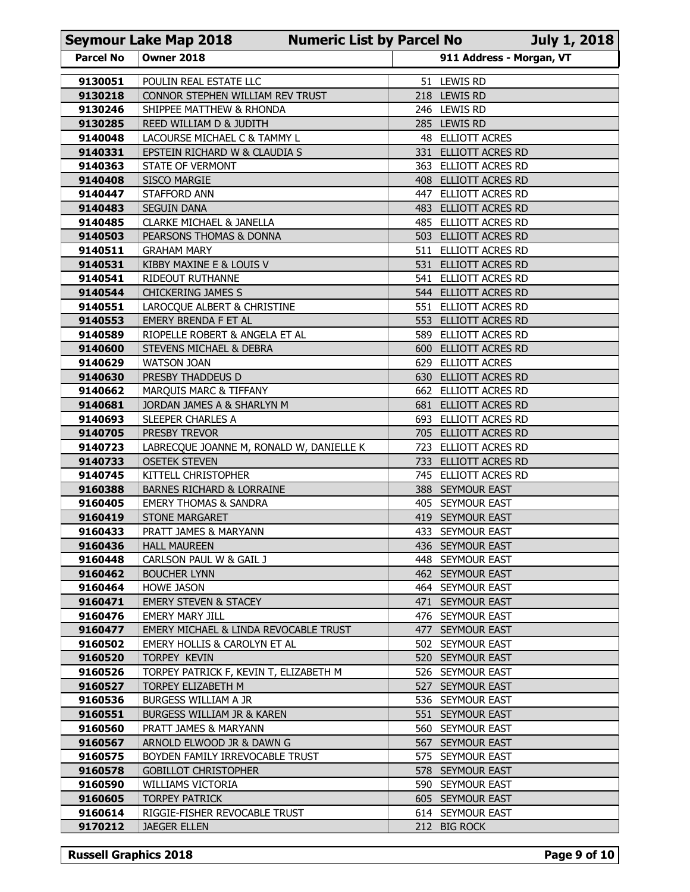| Seymour Lake Map 2018 | Numeric List by Parcel No | July 1, 2018 |
|---|---|---|
| **Parcel No** | **Owner 2018** | **911 Address - Morgan, VT** |
| 9130051 | POULIN REAL ESTATE LLC | 51 LEWIS RD |
| 9130218 | CONNOR STEPHEN WILLIAM REV TRUST | 218 LEWIS RD |
| 9130246 | SHIPPEE MATTHEW & RHONDA | 246 LEWIS RD |
| 9130285 | REED WILLIAM D & JUDITH | 285 LEWIS RD |
| 9140048 | LACOURSE MICHAEL C & TAMMY L | 48 ELLIOTT ACRES |
| 9140331 | EPSTEIN RICHARD W & CLAUDIA S | 331 ELLIOTT ACRES RD |
| 9140363 | STATE OF VERMONT | 363 ELLIOTT ACRES RD |
| 9140408 | SISCO MARGIE | 408 ELLIOTT ACRES RD |
| 9140447 | STAFFORD ANN | 447 ELLIOTT ACRES RD |
| 9140483 | SEGUIN DANA | 483 ELLIOTT ACRES RD |
| 9140485 | CLARKE MICHAEL & JANELLA | 485 ELLIOTT ACRES RD |
| 9140503 | PEARSONS THOMAS & DONNA | 503 ELLIOTT ACRES RD |
| 9140511 | GRAHAM MARY | 511 ELLIOTT ACRES RD |
| 9140531 | KIBBY MAXINE E & LOUIS V | 531 ELLIOTT ACRES RD |
| 9140541 | RIDEOUT RUTHANNE | 541 ELLIOTT ACRES RD |
| 9140544 | CHICKERING JAMES S | 544 ELLIOTT ACRES RD |
| 9140551 | LAROCQUE ALBERT & CHRISTINE | 551 ELLIOTT ACRES RD |
| 9140553 | EMERY BRENDA F ET AL | 553 ELLIOTT ACRES RD |
| 9140589 | RIOPELLE ROBERT & ANGELA ET AL | 589 ELLIOTT ACRES RD |
| 9140600 | STEVENS MICHAEL & DEBRA | 600 ELLIOTT ACRES RD |
| 9140629 | WATSON JOAN | 629 ELLIOTT ACRES |
| 9140630 | PRESBY THADDEUS D | 630 ELLIOTT ACRES RD |
| 9140662 | MARQUIS MARC & TIFFANY | 662 ELLIOTT ACRES RD |
| 9140681 | JORDAN JAMES A & SHARLYN M | 681 ELLIOTT ACRES RD |
| 9140693 | SLEEPER CHARLES A | 693 ELLIOTT ACRES RD |
| 9140705 | PRESBY TREVOR | 705 ELLIOTT ACRES RD |
| 9140723 | LABRECQUE JOANNE M, RONALD W, DANIELLE K | 723 ELLIOTT ACRES RD |
| 9140733 | OSETEK STEVEN | 733 ELLIOTT ACRES RD |
| 9140745 | KITTELL CHRISTOPHER | 745 ELLIOTT ACRES RD |
| 9160388 | BARNES RICHARD & LORRAINE | 388 SEYMOUR EAST |
| 9160405 | EMERY THOMAS & SANDRA | 405 SEYMOUR EAST |
| 9160419 | STONE MARGARET | 419 SEYMOUR EAST |
| 9160433 | PRATT JAMES & MARYANN | 433 SEYMOUR EAST |
| 9160436 | HALL MAUREEN | 436 SEYMOUR EAST |
| 9160448 | CARLSON PAUL W & GAIL J | 448 SEYMOUR EAST |
| 9160462 | BOUCHER LYNN | 462 SEYMOUR EAST |
| 9160464 | HOWE JASON | 464 SEYMOUR EAST |
| 9160471 | EMERY STEVEN & STACEY | 471 SEYMOUR EAST |
| 9160476 | EMERY MARY JILL | 476 SEYMOUR EAST |
| 9160477 | EMERY MICHAEL & LINDA REVOCABLE TRUST | 477 SEYMOUR EAST |
| 9160502 | EMERY HOLLIS & CAROLYN ET AL | 502 SEYMOUR EAST |
| 9160520 | TORPEY KEVIN | 520 SEYMOUR EAST |
| 9160526 | TORPEY PATRICK F, KEVIN T, ELIZABETH M | 526 SEYMOUR EAST |
| 9160527 | TORPEY ELIZABETH M | 527 SEYMOUR EAST |
| 9160536 | BURGESS WILLIAM A JR | 536 SEYMOUR EAST |
| 9160551 | BURGESS WILLIAM JR & KAREN | 551 SEYMOUR EAST |
| 9160560 | PRATT JAMES & MARYANN | 560 SEYMOUR EAST |
| 9160567 | ARNOLD ELWOOD JR & DAWN G | 567 SEYMOUR EAST |
| 9160575 | BOYDEN FAMILY IRREVOCABLE TRUST | 575 SEYMOUR EAST |
| 9160578 | GOBILLOT CHRISTOPHER | 578 SEYMOUR EAST |
| 9160590 | WILLIAMS VICTORIA | 590 SEYMOUR EAST |
| 9160605 | TORPEY PATRICK | 605 SEYMOUR EAST |
| 9160614 | RIGGIE-FISHER REVOCABLE TRUST | 614 SEYMOUR EAST |
| 9170212 | JAEGER ELLEN | 212 BIG ROCK |

**Russell Graphics 2018**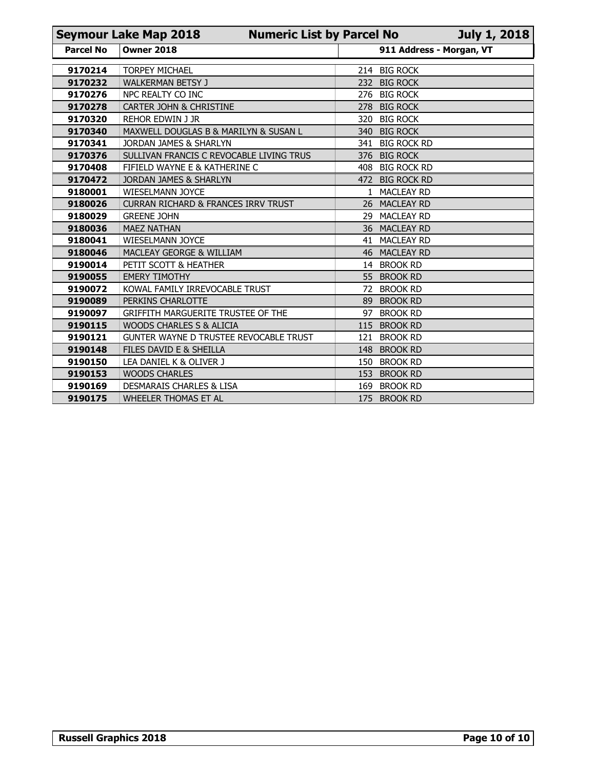| Seymour Lake Map 2018 | Numeric List by Parcel No | July 1, 2018 |
|---|---|---|
| **Parcel No** | **Owner 2018** | **911 Address - Morgan, VT** |
| **9170214** | TORPEY MICHAEL | 214 BIG ROCK |
| **9170232** | WALKERMAN BETSY J | 232 BIG ROCK |
| **9170276** | NPC REALTY CO INC | 276 BIG ROCK |
| **9170278** | CARTER JOHN & CHRISTINE | 278 BIG ROCK |
| **9170320** | REHOR EDWIN J JR | 320 BIG ROCK |
| **9170340** | MAXWELL DOUGLAS B & MARILYN & SUSAN L | 340 BIG ROCK |
| **9170341** | JORDAN JAMES & SHARLYN | 341 BIG ROCK RD |
| **9170376** | SULLIVAN FRANCIS C REVOCABLE LIVING TRUS | 376 BIG ROCK |
| **9170408** | FIFIELD WAYNE E & KATHERINE C | 408 BIG ROCK RD |
| **9170472** | JORDAN JAMES & SHARLYN | 472 BIG ROCK RD |
| **9180001** | WIESELMANN JOYCE | 1 MACLEAY RD |
| **9180026** | CURRAN RICHARD & FRANCES IRRV TRUST | 26 MACLEAY RD |
| **9180029** | GREENE JOHN | 29 MACLEAY RD |
| **9180036** | MAEZ NATHAN | 36 MACLEAY RD |
| **9180041** | WIESELMANN JOYCE | 41 MACLEAY RD |
| **9180046** | MACLEAY GEORGE & WILLIAM | 46 MACLEAY RD |
| **9190014** | PETIT SCOTT & HEATHER | 14 BROOK RD |
| **9190055** | EMERY TIMOTHY | 55 BROOK RD |
| **9190072** | KOWAL FAMILY IRREVOCABLE TRUST | 72 BROOK RD |
| **9190089** | PERKINS CHARLOTTE | 89 BROOK RD |
| **9190097** | GRIFFITH MARGUERITE TRUSTEE OF THE | 97 BROOK RD |
| **9190115** | WOODS CHARLES S & ALICIA | 115 BROOK RD |
| **9190121** | GUNTER WAYNE D TRUSTEE REVOCABLE TRUST | 121 BROOK RD |
| **9190148** | FILES DAVID E & SHEILLA | 148 BROOK RD |
| **9190150** | LEA DANIEL K & OLIVER J | 150 BROOK RD |
| **9190153** | WOODS CHARLES | 153 BROOK RD |
| **9190169** | DESMARAIS CHARLES & LISA | 169 BROOK RD |
| **9190175** | WHEELER THOMAS ET AL | 175 BROOK RD |

**Russell Graphics 2018**